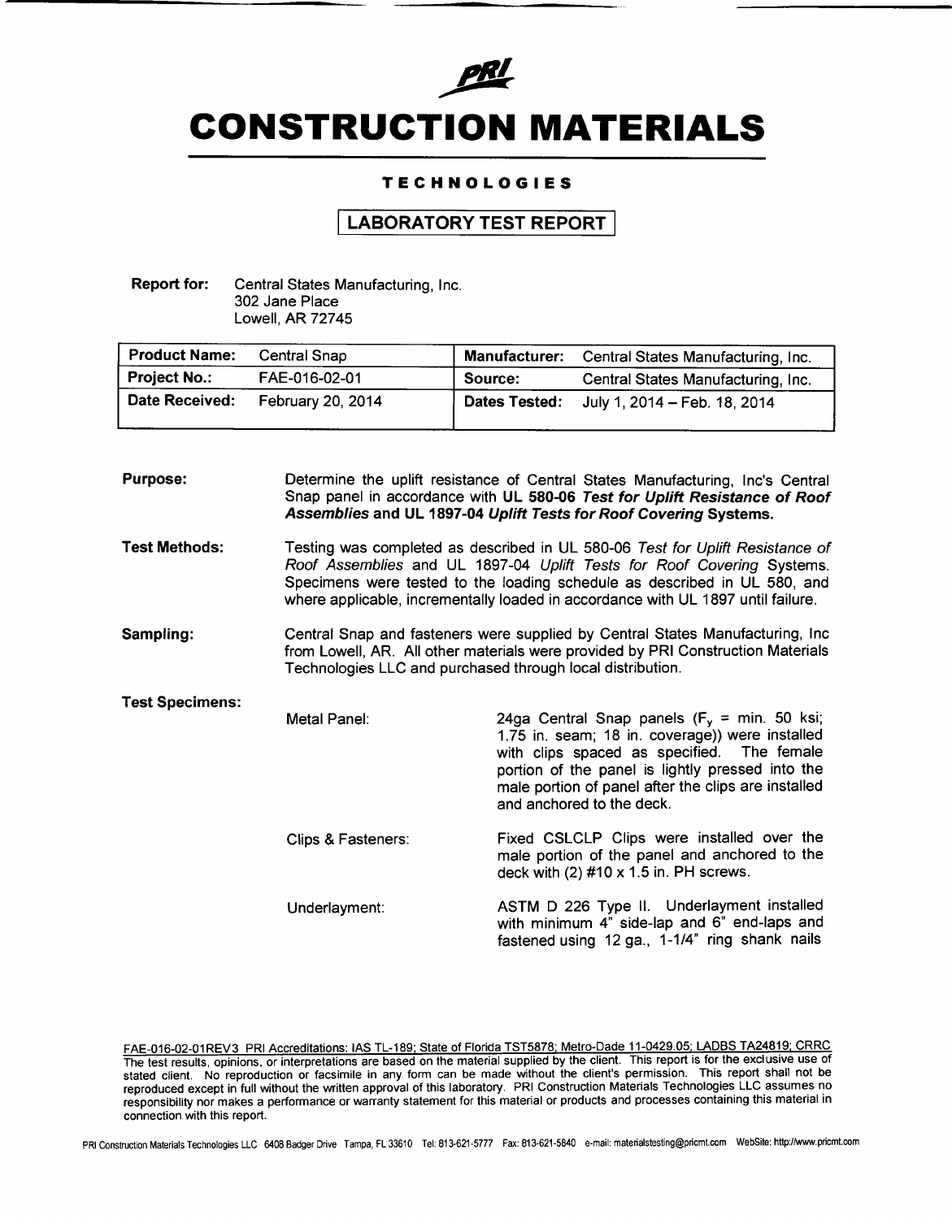# PRI CONSTRUCTION MATERIALS

## TECHNOLOGIES

## LABORATORY TEST REPORT

**Report for:** Central States Manufacturing, Inc.
302 Jane Place
Lowell, AR 72745

| **Product Name:** | Central Snap | **Manufacturer:** | Central States Manufacturing, Inc. |
|---|---|---|---|
| **Project No.:** | FAE-016-02-01 | **Source:** | Central States Manufacturing, Inc. |
| **Date Received:** | February 20, 2014 | **Dates Tested:** | July 1, 2014 – Feb. 18, 2014 |

**Purpose:** Determine the uplift resistance of Central States Manufacturing, Inc's Central Snap panel in accordance with **UL 580-06 *Test for Uplift Resistance of Roof Assemblies* and UL 1897-04 *Uplift Tests for Roof Covering* Systems.**

**Test Methods:** Testing was completed as described in UL 580-06 *Test for Uplift Resistance of Roof Assemblies* and UL 1897-04 *Uplift Tests for Roof Covering* Systems. Specimens were tested to the loading schedule as described in UL 580, and where applicable, incrementally loaded in accordance with UL 1897 until failure.

**Sampling:** Central Snap and fasteners were supplied by Central States Manufacturing, Inc from Lowell, AR. All other materials were provided by PRI Construction Materials Technologies LLC and purchased through local distribution.

**Test Specimens:**

Metal Panel: 24ga Central Snap panels ($F_y$ = min. 50 ksi; 1.75 in. seam; 18 in. coverage)) were installed with clips spaced as specified. The female portion of the panel is lightly pressed into the male portion of panel after the clips are installed and anchored to the deck.

Clips & Fasteners: Fixed CSLCLP Clips were installed over the male portion of the panel and anchored to the deck with (2) #10 x 1.5 in. PH screws.

Underlayment: ASTM D 226 Type II. Underlayment installed with minimum 4" side-lap and 6" end-laps and fastened using 12 ga., 1-1/4" ring shank nails

FAE-016-02-01REV3 PRI Accreditations: IAS TL-189; State of Florida TST5878; Metro-Dade 11-0429.05; LADBS TA24819; CRRC

The test results, opinions, or interpretations are based on the material supplied by the client. This report is for the exclusive use of stated client. No reproduction or facsimile in any form can be made without the client's permission. This report shall not be reproduced except in full without the written approval of this laboratory. PRI Construction Materials Technologies LLC assumes no responsibility nor makes a performance or warranty statement for this material or products and processes containing this material in connection with this report.

PRI Construction Materials Technologies LLC 6408 Badger Drive Tampa, FL 33610 Tel: 813-621-5777 Fax: 813-621-5840 e-mail: materialstesting@pricmt.com WebSite: http://www.pricmt.com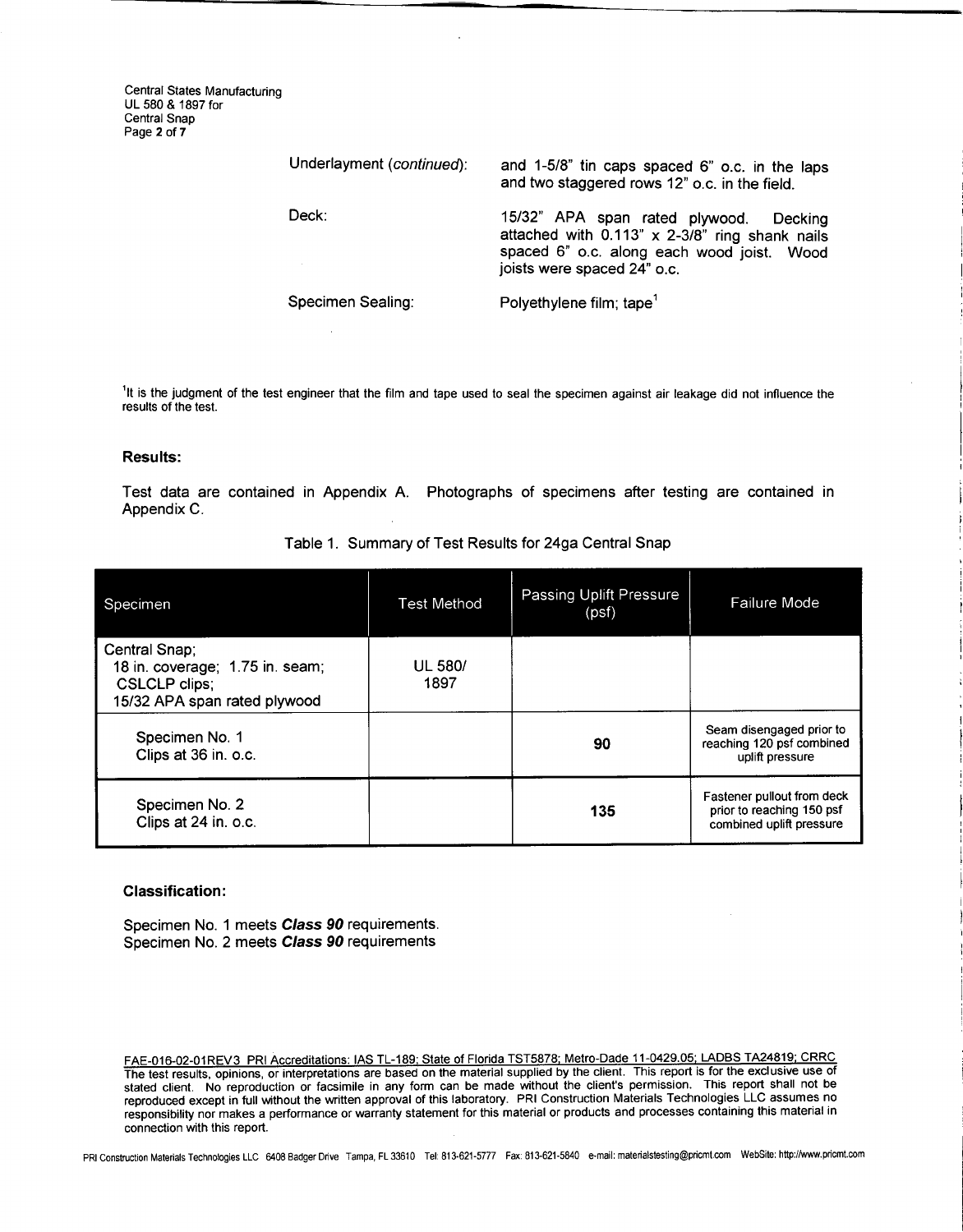Underlayment (*continued*): and 1-5/8" tin caps spaced 6" o.c. in the laps and two staggered rows 12" o.c. in the field.

Deck: 15/32" APA span rated plywood. Decking attached with 0.113" x 2-3/8" ring shank nails spaced 6" o.c. along each wood joist. Wood joists were spaced 24" o.c.

Specimen Sealing: Polyethylene film; tape[1]

[1]It is the judgment of the test engineer that the film and tape used to seal the specimen against air leakage did not influence the results of the test.

### Results:

Test data are contained in Appendix A. Photographs of specimens after testing are contained in Appendix C.

Table 1. Summary of Test Results for 24ga Central Snap

| Specimen | Test Method | Passing Uplift Pressure (psf) | Failure Mode |
|---|---|---|---|
| Central Snap; 18 in. coverage; 1.75 in. seam; CSLCLP clips; 15/32 APA span rated plywood | UL 580/ 1897 | | |
| Specimen No. 1 Clips at 36 in. o.c. | | **90** | Seam disengaged prior to reaching 120 psf combined uplift pressure |
| Specimen No. 2 Clips at 24 in. o.c. | | **135** | Fastener pullout from deck prior to reaching 150 psf combined uplift pressure |

### Classification:

Specimen No. 1 meets ***Class 90*** requirements.
Specimen No. 2 meets ***Class 90*** requirements

FAE-016-02-01REV3 PRI Accreditations: IAS TL-189; State of Florida TST5878; Metro-Dade 11-0429.05; LADBS TA24819; CRRC

The test results, opinions, or interpretations are based on the material supplied by the client. This report is for the exclusive use of stated client. No reproduction or facsimile in any form can be made without the client's permission. This report shall not be reproduced except in full without the written approval of this laboratory. PRI Construction Materials Technologies LLC assumes no responsibility nor makes a performance or warranty statement for this material or products and processes containing this material in connection with this report.

PRI Construction Materials Technologies LLC 6408 Badger Drive Tampa, FL 33610 Tel: 813-621-5777 Fax: 813-621-5840 e-mail: materialstesting@pricmt.com WebSite: http://www.pricmt.com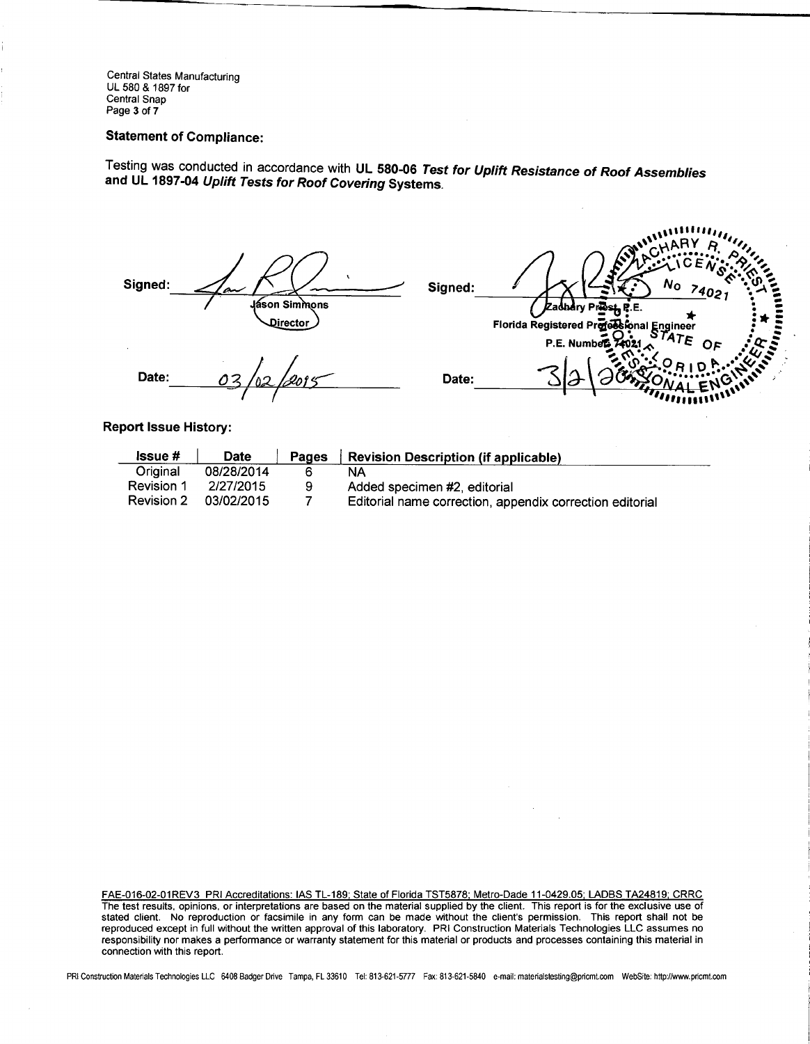## Statement of Compliance:

Testing was conducted in accordance with **UL 580-06** ***Test for Uplift Resistance of Roof Assemblies*** **and UL 1897-04** ***Uplift Tests for Roof Covering*** **Systems**.

**Signed:** ______________________
Jason Simmons
Director

**Date:** 03/02/2015

**Signed:** ______________________
Zachary Priest, P.E.
Florida Registered Professional Engineer
P.E. Number 74021

**Date:** 3/2/2015

**Report Issue History:**

| Issue # | Date | Pages | Revision Description (if applicable) |
|---|---|---|---|
| Original | 08/28/2014 | 6 | NA |
| Revision 1 | 2/27/2015 | 9 | Added specimen #2, editorial |
| Revision 2 | 03/02/2015 | 7 | Editorial name correction, appendix correction editorial |

FAE-016-02-01REV3 PRI Accreditations: IAS TL-189; State of Florida TST5878; Metro-Dade 11-0429.05; LADBS TA24819; CRRC

The test results, opinions, or interpretations are based on the material supplied by the client. This report is for the exclusive use of stated client. No reproduction or facsimile in any form can be made without the client's permission. This report shall not be reproduced except in full without the written approval of this laboratory. PRI Construction Materials Technologies LLC assumes no responsibility nor makes a performance or warranty statement for this material or products and processes containing this material in connection with this report.

PRI Construction Materials Technologies LLC 6408 Badger Drive Tampa, FL 33610 Tel: 813-621-5777 Fax: 813-621-5840 e-mail: materialstesting@pricmt.com WebSite: http://www.pricmt.com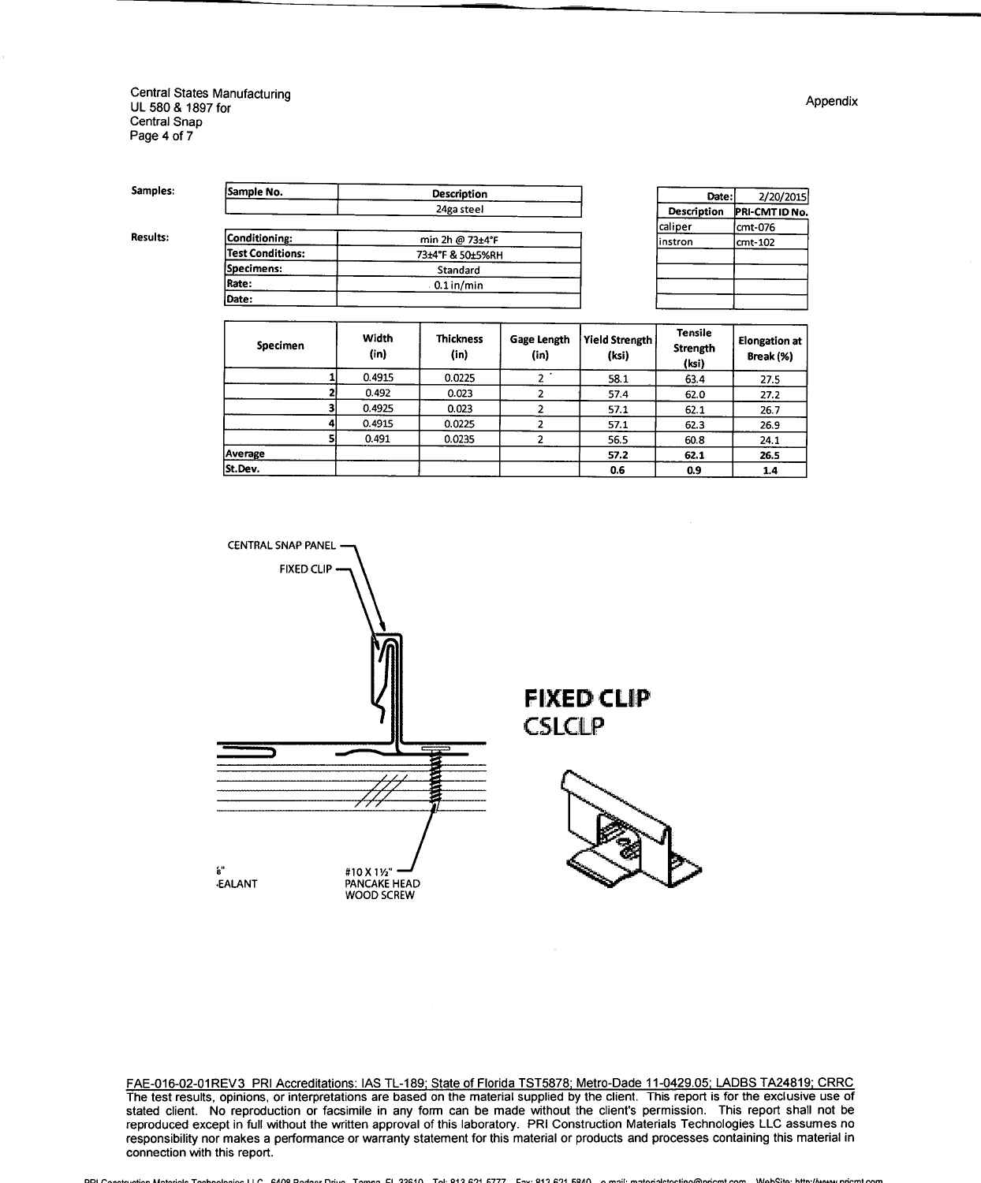Central States Manufacturing
UL 580 & 1897 for
Central Snap

Appendix

**Samples:**

| Sample No. | Description |
|---|---|
| | 24ga steel |

| | Date: | 2/20/2015 |
|---|---|---|
| Description | PRI-CMT ID No. | |
| caliper | cmt-076 | |
| instron | cmt-102 | |

**Results:**

| | |
|---|---|
| Conditioning: | min 2h @ 73±4°F |
| Test Conditions: | 73±4°F & 50±5%RH |
| Specimens: | Standard |
| Rate: | 0.1 in/min |
| Date: | |

| Specimen | Width (in) | Thickness (in) | Gage Length (in) | Yield Strength (ksi) | Tensile Strength (ksi) | Elongation at Break (%) |
|---|---|---|---|---|---|---|
| 1 | 0.4915 | 0.0225 | 2 | 58.1 | 63.4 | 27.5 |
| 2 | 0.492 | 0.023 | 2 | 57.4 | 62.0 | 27.2 |
| 3 | 0.4925 | 0.023 | 2 | 57.1 | 62.1 | 26.7 |
| 4 | 0.4915 | 0.0225 | 2 | 57.1 | 62.3 | 26.9 |
| 5 | 0.491 | 0.0235 | 2 | 56.5 | 60.8 | 24.1 |
| **Average** | | | | **57.2** | **62.1** | **26.5** |
| **St.Dev.** | | | | **0.6** | **0.9** | **1.4** |

CENTRAL SNAP PANEL

FIXED CLIP

#10 X 1½" PANCAKE HEAD WOOD SCREW

⅛"
SEALANT

**FIXED CLIP**
**CSLCLP**

FAE-016-02-01REV3 PRI Accreditations: IAS TL-189; State of Florida TST5878; Metro-Dade 11-0429.05; LADBS TA24819; CRRC

The test results, opinions, or interpretations are based on the material supplied by the client. This report is for the exclusive use of stated client. No reproduction or facsimile in any form can be made without the client's permission. This report shall not be reproduced except in full without the written approval of this laboratory. PRI Construction Materials Technologies LLC assumes no responsibility nor makes a performance or warranty statement for this material or products and processes containing this material in connection with this report.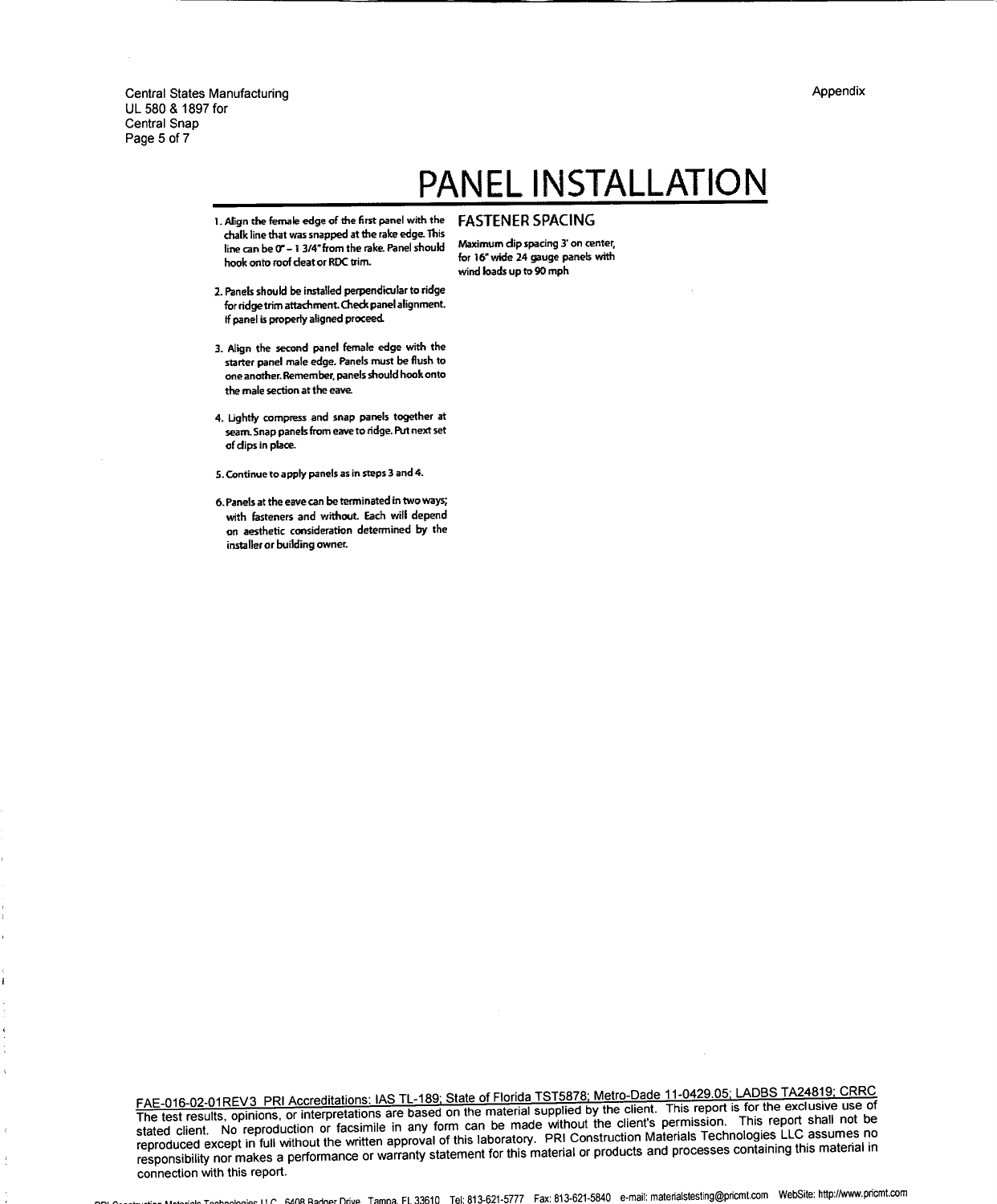# PANEL INSTALLATION

1. Align the female edge of the first panel with the chalk line that was snapped at the rake edge. This line can be 0" – 1 3/4" from the rake. Panel should hook onto roof cleat or RDC trim.

2. Panels should be installed perpendicular to ridge for ridge trim attachment. Check panel alignment. If panel is properly aligned proceed.

3. Align the second panel female edge with the starter panel male edge. Panels must be flush to one another. Remember, panels should hook onto the male section at the eave.

4. Lightly compress and snap panels together at seam. Snap panels from eave to ridge. Put next set of clips in place.

5. Continue to apply panels as in steps 3 and 4.

6. Panels at the eave can be terminated in two ways; with fasteners and without. Each will depend on aesthetic consideration determined by the installer or building owner.

## FASTENER SPACING

Maximum clip spacing 3' on center, for 16" wide 24 gauge panels with wind loads up to 90 mph

FAE-016-02-01REV3 PRI Accreditations: IAS TL-189; State of Florida TST5878; Metro-Dade 11-0429.05; LADBS TA24819; CRRC

The test results, opinions, or interpretations are based on the material supplied by the client. This report is for the exclusive use of stated client. No reproduction or facsimile in any form can be made without the client's permission. This report shall not be reproduced except in full without the written approval of this laboratory. PRI Construction Materials Technologies LLC assumes no responsibility nor makes a performance or warranty statement for this material or products and processes containing this material in connection with this report.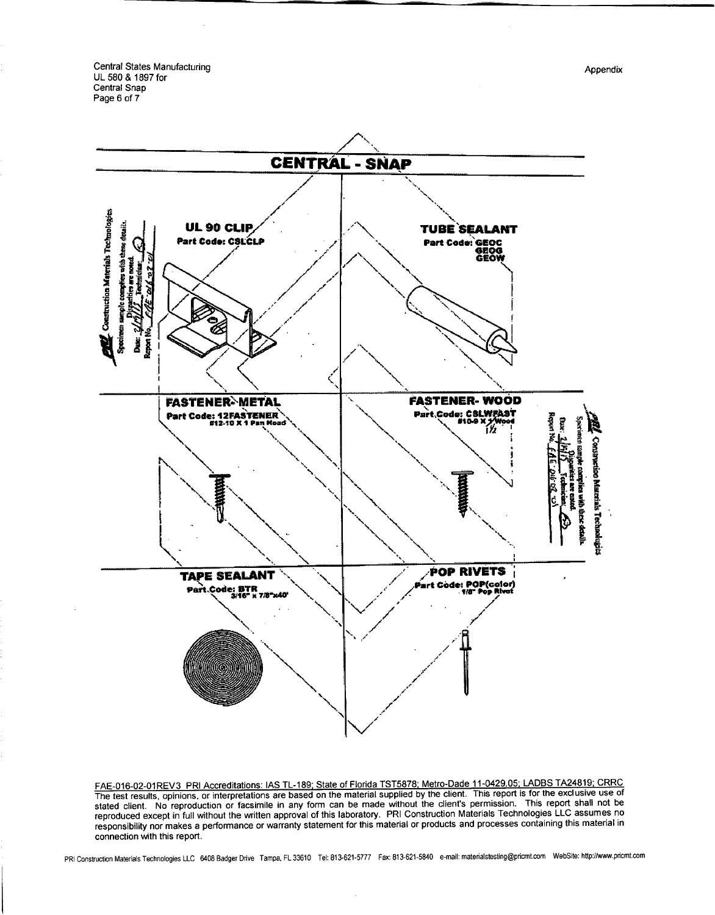Appendix

# CENTRAL - SNAP

**UL 90 CLIP**
**Part Code: CSLCLP**

**TUBE SEALANT**
**Part Code: GEOC**
**GEOG**
**GEOW**

**FASTENER- METAL**
**Part Code: 12FASTENER**
**#12-10 X 1 Pan Head**

**FASTENER- WOOD**
**Part Code: CSLWFAST**
**#10-9 X 1½ Wood**

**TAPE SEALANT**
**Part Code: BTR**
**3/16" x 7/8"x40'**

**POP RIVETS**
**Part Code: POP(color)**
**1/8" Pop Rivet**

PRI Construction Materials Technologies
Specimen sample complies with these details.
Discrepancies are noted.
Date: 2/19/15 Technician: 
Report No. FAE-016-02-01

FAE-016-02-01REV3 PRI Accreditations: IAS TL-189; State of Florida TST5878; Metro-Dade 11-0429.05; LADBS TA24819; CRRC

The test results, opinions, or interpretations are based on the material supplied by the client. This report is for the exclusive use of stated client. No reproduction or facsimile in any form can be made without the client's permission. This report shall not be reproduced except in full without the written approval of this laboratory. PRI Construction Materials Technologies LLC assumes no responsibility nor makes a performance or warranty statement for this material or products and processes containing this material in connection with this report.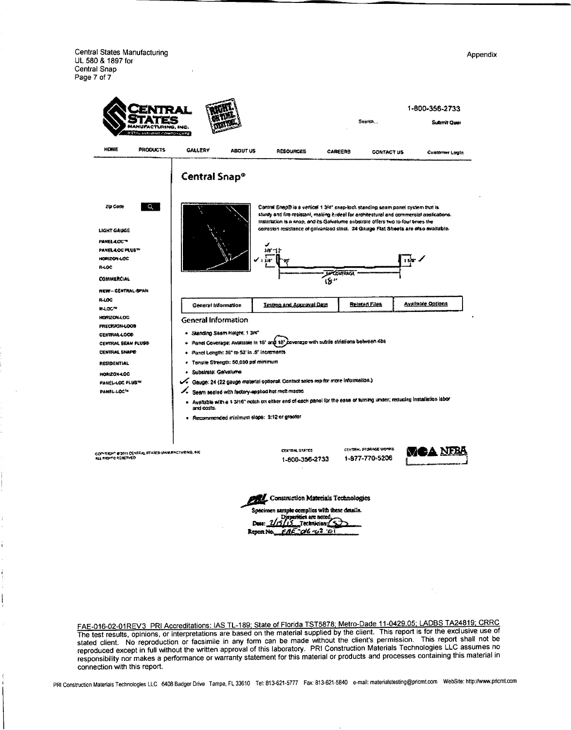Central States Manufacturing
UL 580 & 1897 for
Central Snap

Appendix

CENTRAL STATES MANUFACTURING, INC.

1-800-356-2733

Search... Submit Quer

HOME PRODUCTS GALLERY ABOUT US RESOURCES CAREERS CONTACT US Customer Login

# Central Snap®

Zip Code

LIGHT GAUGE
PANEL-LOC™
PANEL-LOC PLUS™
HORIZON-LOC
R-LOC

COMMERCIAL
NEW – CENTRAL-SPAN
R-LOC
M-LOC™
HORIZON-LOC
PRECISION-LOC®
CENTRAL-LOC®
CENTRAL SEAM PLUS®
CENTRAL SNAP®

RESIDENTIAL
HORIZON-LOC
PANEL-LOC PLUS™
PANEL-LOC™

Central Snap® is a vertical 1 3/4" snap-lock standing seam panel system that is sturdy and fire resistant, making it ideal for architectural and commercial applications. Installation is a snap, and its Galvalume substrate offers two to four times the corrosion resistance of galvanized steel. 24 Gauge Flat Sheets are also available.

3/8"
1 3/4"
90°
1 5/8"
16" COVERAGE
18"

| General Information | Testing and Approval Data | Related Files | Available Options |

## General Information

- Standing Seam Height: 1 3/4"
- Panel Coverage: Available in 16" and 18" coverage with subtle striations between ribs
- Panel Length: 36" to 52' in .5" increments
- Tensile Strength: 50,000 psi minimum
- Substrate: Galvalume
- ✓ Gauge: 24 (22 gauge material optional. Contact sales rep for more information.)
- ✓ Seam sealed with factory-applied hot melt mastic
- Available with a 1 3/16" notch on either end of each panel for the ease of turning under; reducing installation labor and costs.
- Recommended minimum slope: 3:12 or greater

COPYRIGHT © 2011 CENTRAL STATES MANUFACTURING, INC ALL RIGHTS RESERVED

CENTRAL STATES 1-800-356-2733

CENTRAL STORAGE WORKS 1-877-770-5206

MCA NFBA

PRI Construction Materials Technologies

Specimen sample complies with these details.
Disparities are noted.
Date: 2/5/15 Technician: SJ
Report No. FAE-016-02-01

FAE-016-02-01REV3 PRI Accreditations: IAS TL-189; State of Florida TST5878; Metro-Dade 11-0429.05; LADBS TA24819; CRRC

The test results, opinions, or interpretations are based on the material supplied by the client. This report is for the exclusive use of stated client. No reproduction or facsimile in any form can be made without the client's permission. This report shall not be reproduced except in full without the written approval of this laboratory. PRI Construction Materials Technologies LLC assumes no responsibility nor makes a performance or warranty statement for this material or products and processes containing this material in connection with this report.

PRI Construction Materials Technologies LLC 6408 Badger Drive Tampa, FL 33610 Tel: 813-621-5777 Fax: 813-621-5840 e-mail: materialstesting@pricmt.com WebSite: http://www.pricmt.com